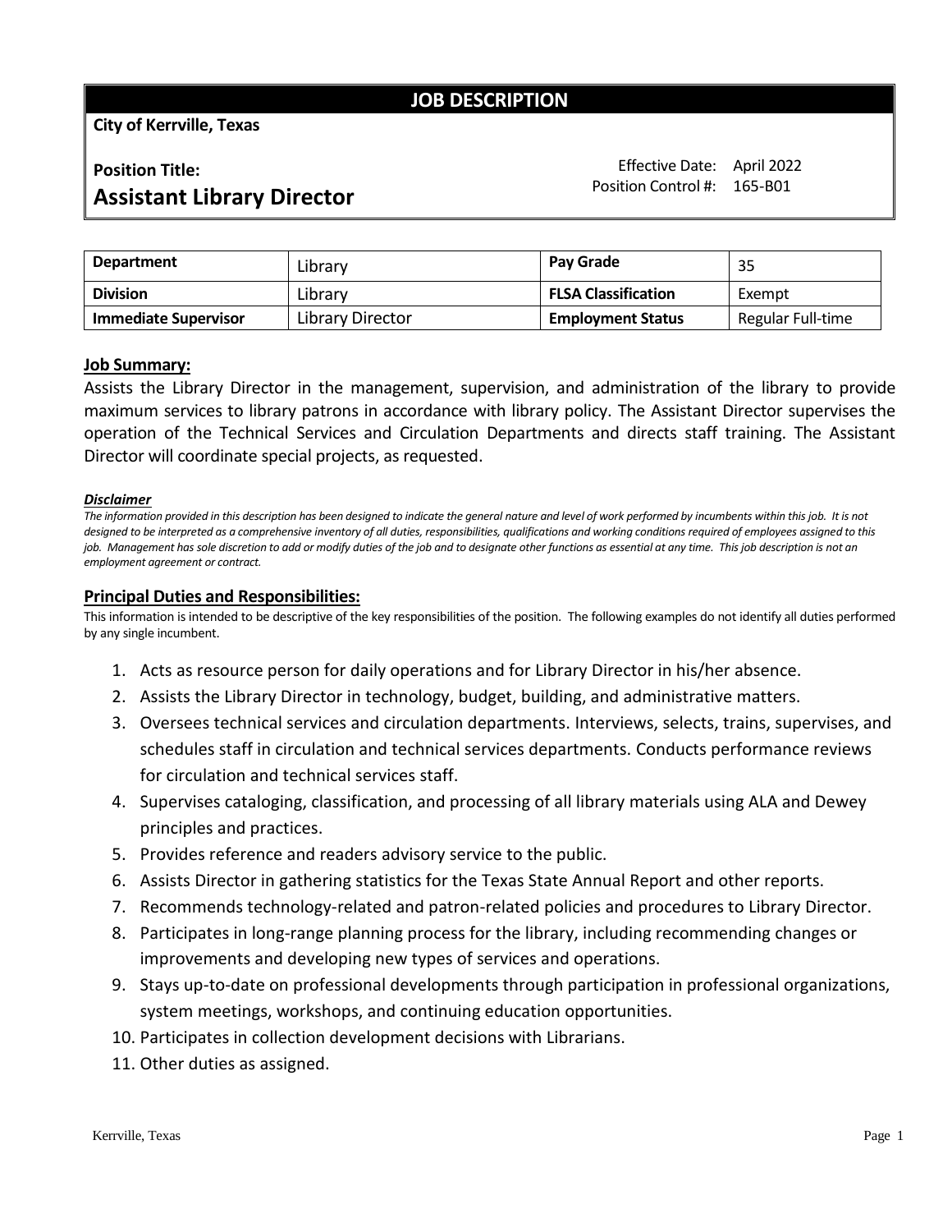# JOB DESCRIPTION

**City of Kerrville, Texas**

**Position Title:**

## Assistant Library Director

Effective Date: April 2022
Position Control #: 165-B01

| **Department** | Library | **Pay Grade** | 35 |
|---|---|---|---|
| **Division** | Library | **FLSA Classification** | Exempt |
| **Immediate Supervisor** | Library Director | **Employment Status** | Regular Full-time |

### Job Summary:

Assists the Library Director in the management, supervision, and administration of the library to provide maximum services to library patrons in accordance with library policy. The Assistant Director supervises the operation of the Technical Services and Circulation Departments and directs staff training. The Assistant Director will coordinate special projects, as requested.

***Disclaimer***

*The information provided in this description has been designed to indicate the general nature and level of work performed by incumbents within this job. It is not designed to be interpreted as a comprehensive inventory of all duties, responsibilities, qualifications and working conditions required of employees assigned to this job. Management has sole discretion to add or modify duties of the job and to designate other functions as essential at any time. This job description is not an employment agreement or contract.*

### Principal Duties and Responsibilities:

This information is intended to be descriptive of the key responsibilities of the position. The following examples do not identify all duties performed by any single incumbent.

1. Acts as resource person for daily operations and for Library Director in his/her absence.
2. Assists the Library Director in technology, budget, building, and administrative matters.
3. Oversees technical services and circulation departments. Interviews, selects, trains, supervises, and schedules staff in circulation and technical services departments. Conducts performance reviews for circulation and technical services staff.
4. Supervises cataloging, classification, and processing of all library materials using ALA and Dewey principles and practices.
5. Provides reference and readers advisory service to the public.
6. Assists Director in gathering statistics for the Texas State Annual Report and other reports.
7. Recommends technology-related and patron-related policies and procedures to Library Director.
8. Participates in long-range planning process for the library, including recommending changes or improvements and developing new types of services and operations.
9. Stays up-to-date on professional developments through participation in professional organizations, system meetings, workshops, and continuing education opportunities.
10. Participates in collection development decisions with Librarians.
11. Other duties as assigned.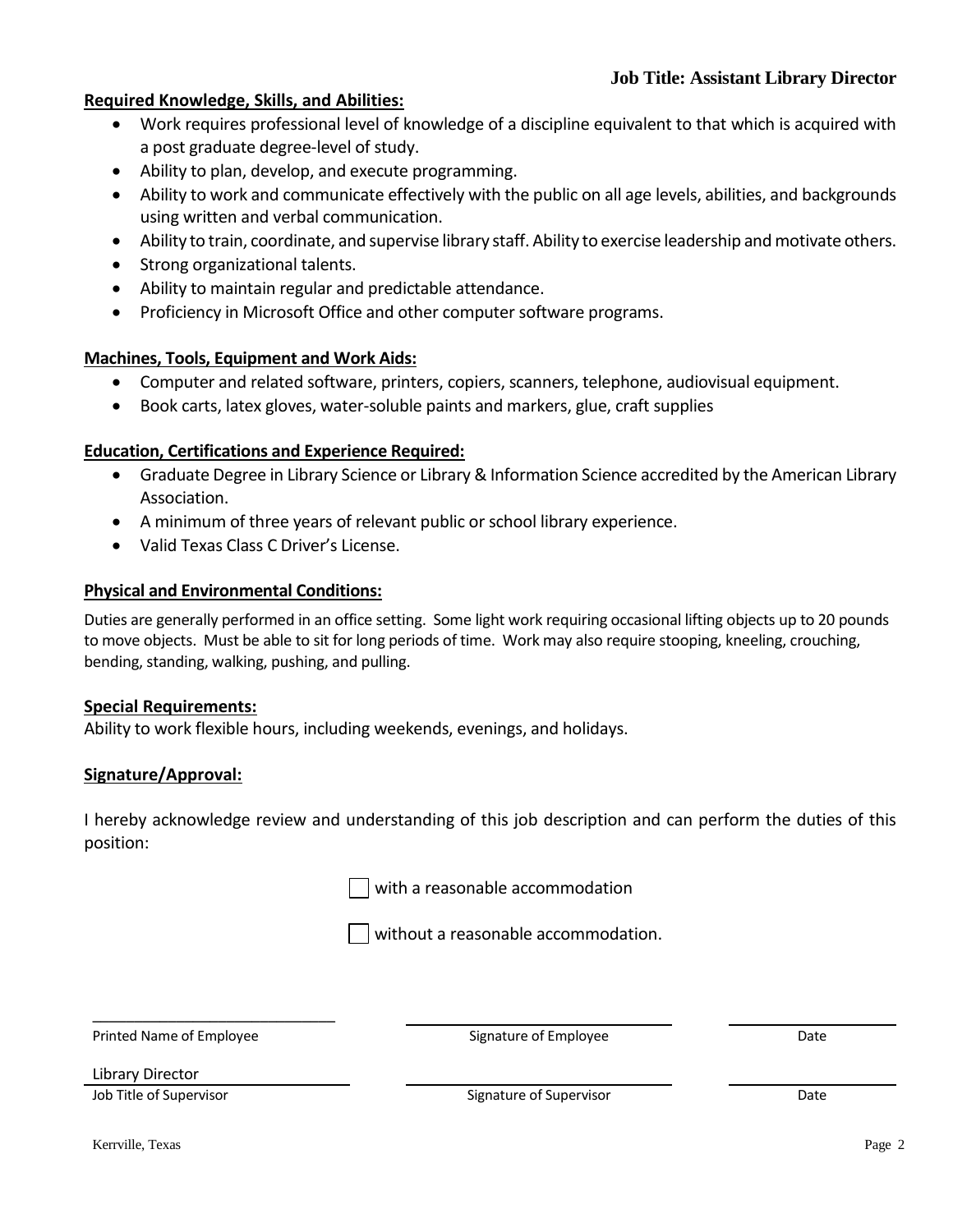**Job Title: Assistant Library Director**

**Required Knowledge, Skills, and Abilities:**

- Work requires professional level of knowledge of a discipline equivalent to that which is acquired with a post graduate degree-level of study.
- Ability to plan, develop, and execute programming.
- Ability to work and communicate effectively with the public on all age levels, abilities, and backgrounds using written and verbal communication.
- Ability to train, coordinate, and supervise library staff. Ability to exercise leadership and motivate others.
- Strong organizational talents.
- Ability to maintain regular and predictable attendance.
- Proficiency in Microsoft Office and other computer software programs.

**Machines, Tools, Equipment and Work Aids:**

- Computer and related software, printers, copiers, scanners, telephone, audiovisual equipment.
- Book carts, latex gloves, water-soluble paints and markers, glue, craft supplies

**Education, Certifications and Experience Required:**

- Graduate Degree in Library Science or Library & Information Science accredited by the American Library Association.
- A minimum of three years of relevant public or school library experience.
- Valid Texas Class C Driver's License.

**Physical and Environmental Conditions:**

Duties are generally performed in an office setting. Some light work requiring occasional lifting objects up to 20 pounds to move objects. Must be able to sit for long periods of time. Work may also require stooping, kneeling, crouching, bending, standing, walking, pushing, and pulling.

**Special Requirements:**

Ability to work flexible hours, including weekends, evenings, and holidays.

**Signature/Approval:**

I hereby acknowledge review and understanding of this job description and can perform the duties of this position:

☐ with a reasonable accommodation

☐ without a reasonable accommodation.

______________________________ ______________________________ ______________

Printed Name of Employee Signature of Employee Date

Library Director ______________________________ ______________

Job Title of Supervisor Signature of Supervisor Date

Kerrville, Texas